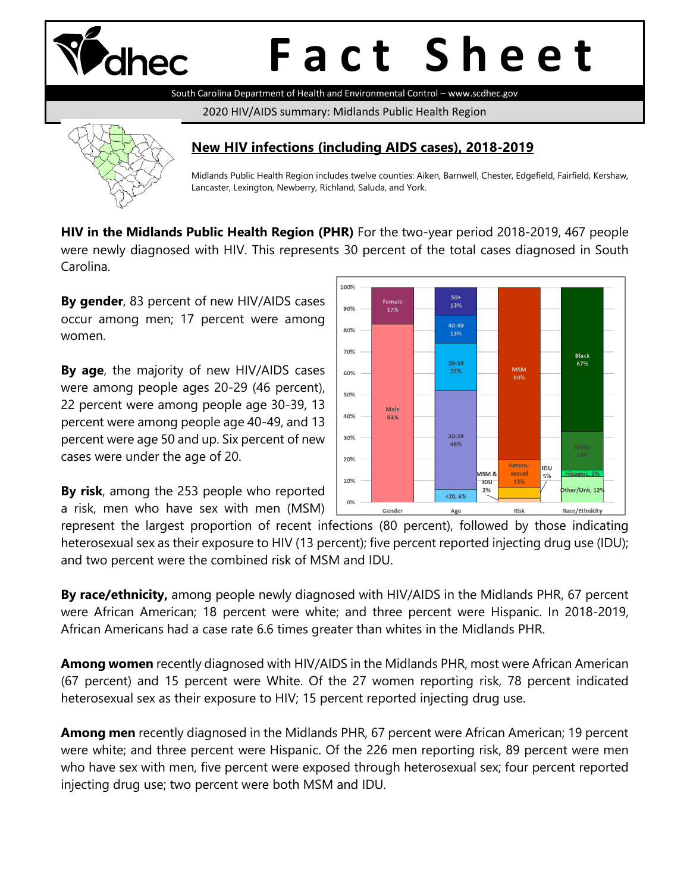# Fact Sheet

South Carolina Department of Health and Environmental Control – www.scdhec.gov

2020 HIV/AIDS summary: Midlands Public Health Region

## New HIV infections (including AIDS cases), 2018-2019

Midlands Public Health Region includes twelve counties: Aiken, Barnwell, Chester, Edgefield, Fairfield, Kershaw, Lancaster, Lexington, Newberry, Richland, Saluda, and York.

**HIV in the Midlands Public Health Region (PHR)** For the two-year period 2018-2019, 467 people were newly diagnosed with HIV. This represents 30 percent of the total cases diagnosed in South Carolina.

**By gender**, 83 percent of new HIV/AIDS cases occur among men; 17 percent were among women.

**By age**, the majority of new HIV/AIDS cases were among people ages 20-29 (46 percent), 22 percent were among people age 30-39, 13 percent were among people age 40-49, and 13 percent were age 50 and up. Six percent of new cases were under the age of 20.

**By risk**, among the 253 people who reported a risk, men who have sex with men (MSM) represent the largest proportion of recent infections (80 percent), followed by those indicating heterosexual sex as their exposure to HIV (13 percent); five percent reported injecting drug use (IDU); and two percent were the combined risk of MSM and IDU.

**By race/ethnicity,** among people newly diagnosed with HIV/AIDS in the Midlands PHR, 67 percent were African American; 18 percent were white; and three percent were Hispanic. In 2018-2019, African Americans had a case rate 6.6 times greater than whites in the Midlands PHR.

**Among women** recently diagnosed with HIV/AIDS in the Midlands PHR, most were African American (67 percent) and 15 percent were White. Of the 27 women reporting risk, 78 percent indicated heterosexual sex as their exposure to HIV; 15 percent reported injecting drug use.

**Among men** recently diagnosed in the Midlands PHR, 67 percent were African American; 19 percent were white; and three percent were Hispanic. Of the 226 men reporting risk, 89 percent were men who have sex with men, five percent were exposed through heterosexual sex; four percent reported injecting drug use; two percent were both MSM and IDU.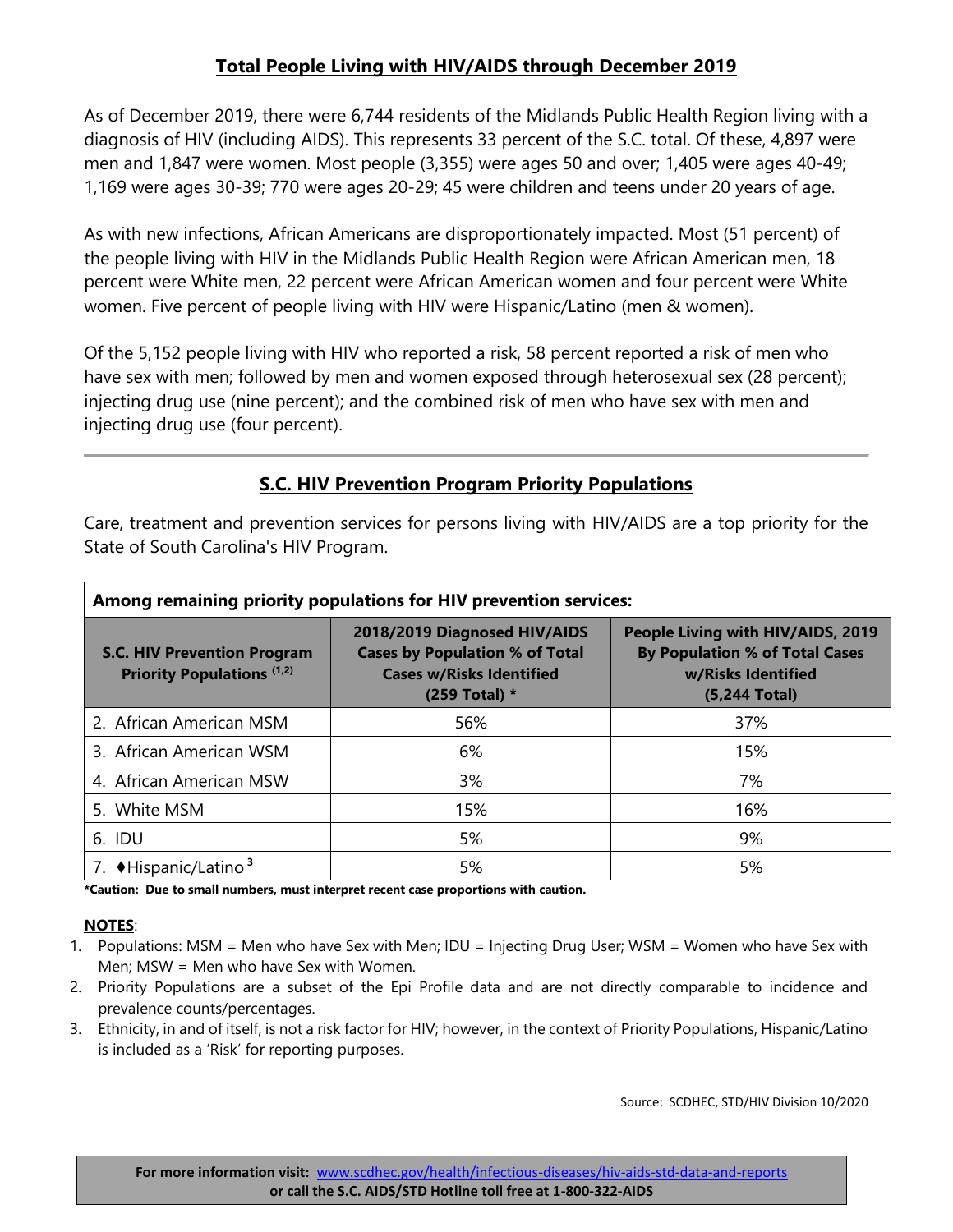## Total People Living with HIV/AIDS through December 2019

As of December 2019, there were 6,744 residents of the Midlands Public Health Region living with a diagnosis of HIV (including AIDS). This represents 33 percent of the S.C. total. Of these, 4,897 were men and 1,847 were women. Most people (3,355) were ages 50 and over; 1,405 were ages 40-49; 1,169 were ages 30-39; 770 were ages 20-29; 45 were children and teens under 20 years of age.

As with new infections, African Americans are disproportionately impacted. Most (51 percent) of the people living with HIV in the Midlands Public Health Region were African American men, 18 percent were White men, 22 percent were African American women and four percent were White women. Five percent of people living with HIV were Hispanic/Latino (men & women).

Of the 5,152 people living with HIV who reported a risk, 58 percent reported a risk of men who have sex with men; followed by men and women exposed through heterosexual sex (28 percent); injecting drug use (nine percent); and the combined risk of men who have sex with men and injecting drug use (four percent).

---

## S.C. HIV Prevention Program Priority Populations

Care, treatment and prevention services for persons living with HIV/AIDS are a top priority for the State of South Carolina's HIV Program.

**Among remaining priority populations for HIV prevention services:**

| S.C. HIV Prevention Program Priority Populations [1,2] | 2018/2019 Diagnosed HIV/AIDS Cases by Population % of Total Cases w/Risks Identified (259 Total) * | People Living with HIV/AIDS, 2019 By Population % of Total Cases w/Risks Identified (5,244 Total) |
|---|---|---|
| 2. African American MSM | 56% | 37% |
| 3. African American WSM | 6% | 15% |
| 4. African American MSW | 3% | 7% |
| 5. White MSM | 15% | 16% |
| 6. IDU | 5% | 9% |
| 7. ♦Hispanic/Latino [3] | 5% | 5% |

***Caution: Due to small numbers, must interpret recent case proportions with caution.**

**NOTES**:

1. Populations: MSM = Men who have Sex with Men; IDU = Injecting Drug User; WSM = Women who have Sex with Men; MSW = Men who have Sex with Women.
2. Priority Populations are a subset of the Epi Profile data and are not directly comparable to incidence and prevalence counts/percentages.
3. Ethnicity, in and of itself, is not a risk factor for HIV; however, in the context of Priority Populations, Hispanic/Latino is included as a 'Risk' for reporting purposes.

Source: SCDHEC, STD/HIV Division 10/2020

**For more information visit:** www.scdhec.gov/health/infectious-diseases/hiv-aids-std-data-and-reports
**or call the S.C. AIDS/STD Hotline toll free at 1-800-322-AIDS**